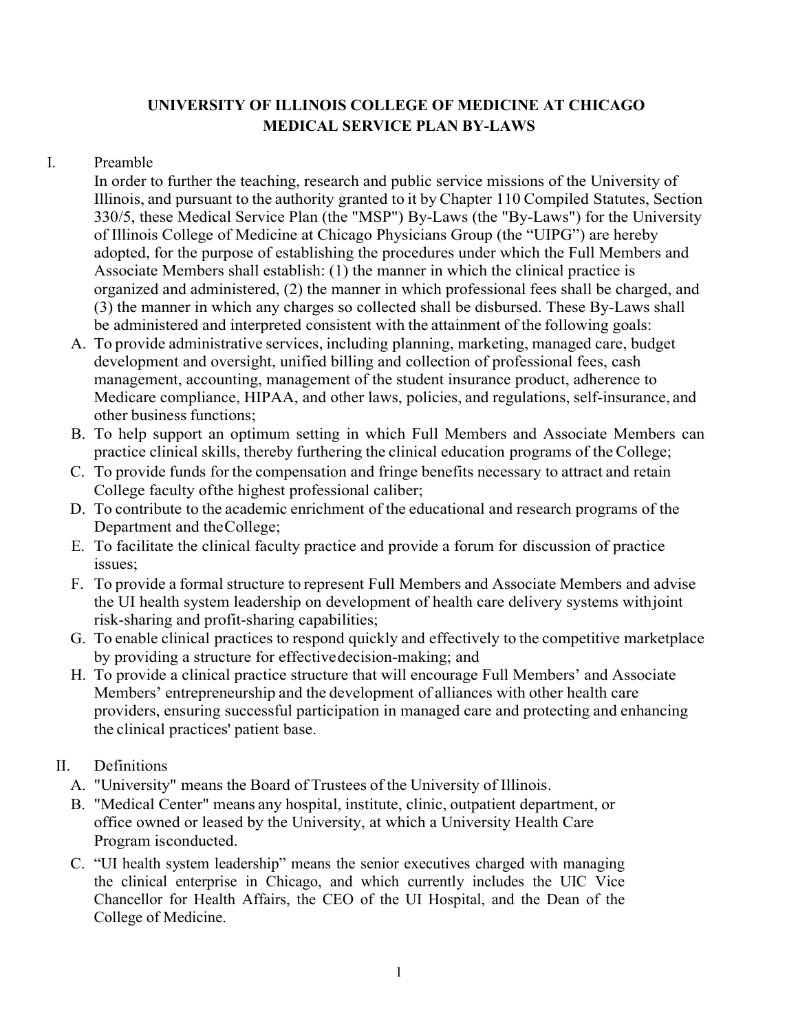# UNIVERSITY OF ILLINOIS COLLEGE OF MEDICINE AT CHICAGO MEDICAL SERVICE PLAN BY-LAWS

## I. Preamble

In order to further the teaching, research and public service missions of the University of Illinois, and pursuant to the authority granted to it by Chapter 110 Compiled Statutes, Section 330/5, these Medical Service Plan (the "MSP") By-Laws (the "By-Laws") for the University of Illinois College of Medicine at Chicago Physicians Group (the "UIPG") are hereby adopted, for the purpose of establishing the procedures under which the Full Members and Associate Members shall establish: (1) the manner in which the clinical practice is organized and administered, (2) the manner in which professional fees shall be charged, and (3) the manner in which any charges so collected shall be disbursed. These By-Laws shall be administered and interpreted consistent with the attainment of the following goals:

A. To provide administrative services, including planning, marketing, managed care, budget development and oversight, unified billing and collection of professional fees, cash management, accounting, management of the student insurance product, adherence to Medicare compliance, HIPAA, and other laws, policies, and regulations, self-insurance, and other business functions;

B. To help support an optimum setting in which Full Members and Associate Members can practice clinical skills, thereby furthering the clinical education programs of the College;

C. To provide funds for the compensation and fringe benefits necessary to attract and retain College faculty ofthe highest professional caliber;

D. To contribute to the academic enrichment of the educational and research programs of the Department and theCollege;

E. To facilitate the clinical faculty practice and provide a forum for discussion of practice issues;

F. To provide a formal structure to represent Full Members and Associate Members and advise the UI health system leadership on development of health care delivery systems withjoint risk-sharing and profit-sharing capabilities;

G. To enable clinical practices to respond quickly and effectively to the competitive marketplace by providing a structure for effectivedecision-making; and

H. To provide a clinical practice structure that will encourage Full Members' and Associate Members' entrepreneurship and the development of alliances with other health care providers, ensuring successful participation in managed care and protecting and enhancing the clinical practices' patient base.

## II. Definitions

A. "University" means the Board of Trustees of the University of Illinois.

B. "Medical Center" means any hospital, institute, clinic, outpatient department, or office owned or leased by the University, at which a University Health Care Program isconducted.

C. "UI health system leadership" means the senior executives charged with managing the clinical enterprise in Chicago, and which currently includes the UIC Vice Chancellor for Health Affairs, the CEO of the UI Hospital, and the Dean of the College of Medicine.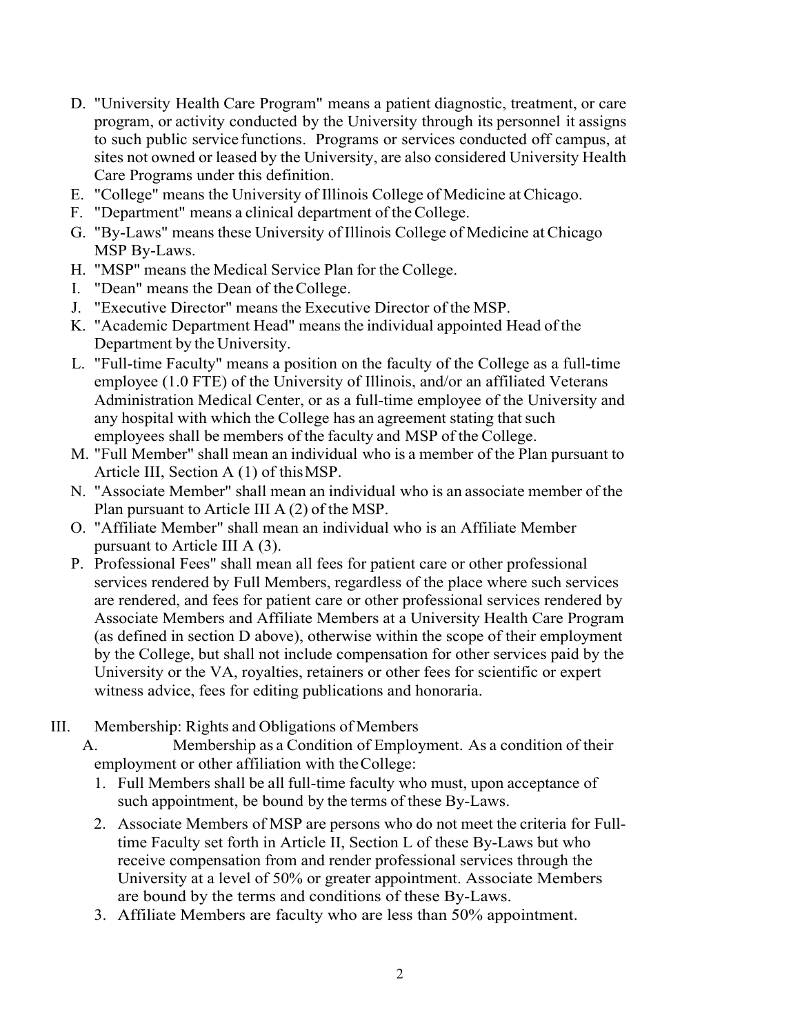D. "University Health Care Program" means a patient diagnostic, treatment, or care program, or activity conducted by the University through its personnel it assigns to such public service functions. Programs or services conducted off campus, at sites not owned or leased by the University, are also considered University Health Care Programs under this definition.

E. "College" means the University of Illinois College of Medicine at Chicago.

F. "Department" means a clinical department of the College.

G. "By-Laws" means these University of Illinois College of Medicine at Chicago MSP By-Laws.

H. "MSP" means the Medical Service Plan for the College.

I. "Dean" means the Dean of the College.

J. "Executive Director" means the Executive Director of the MSP.

K. "Academic Department Head" means the individual appointed Head of the Department by the University.

L. "Full-time Faculty" means a position on the faculty of the College as a full-time employee (1.0 FTE) of the University of Illinois, and/or an affiliated Veterans Administration Medical Center, or as a full-time employee of the University and any hospital with which the College has an agreement stating that such employees shall be members of the faculty and MSP of the College.

M. "Full Member" shall mean an individual who is a member of the Plan pursuant to Article III, Section A (1) of this MSP.

N. "Associate Member" shall mean an individual who is an associate member of the Plan pursuant to Article III A (2) of the MSP.

O. "Affiliate Member" shall mean an individual who is an Affiliate Member pursuant to Article III A (3).

P. Professional Fees" shall mean all fees for patient care or other professional services rendered by Full Members, regardless of the place where such services are rendered, and fees for patient care or other professional services rendered by Associate Members and Affiliate Members at a University Health Care Program (as defined in section D above), otherwise within the scope of their employment by the College, but shall not include compensation for other services paid by the University or the VA, royalties, retainers or other fees for scientific or expert witness advice, fees for editing publications and honoraria.

III. Membership: Rights and Obligations of Members

A. Membership as a Condition of Employment. As a condition of their employment or other affiliation with the College:

1. Full Members shall be all full-time faculty who must, upon acceptance of such appointment, be bound by the terms of these By-Laws.
2. Associate Members of MSP are persons who do not meet the criteria for Full-time Faculty set forth in Article II, Section L of these By-Laws but who receive compensation from and render professional services through the University at a level of 50% or greater appointment. Associate Members are bound by the terms and conditions of these By-Laws.
3. Affiliate Members are faculty who are less than 50% appointment.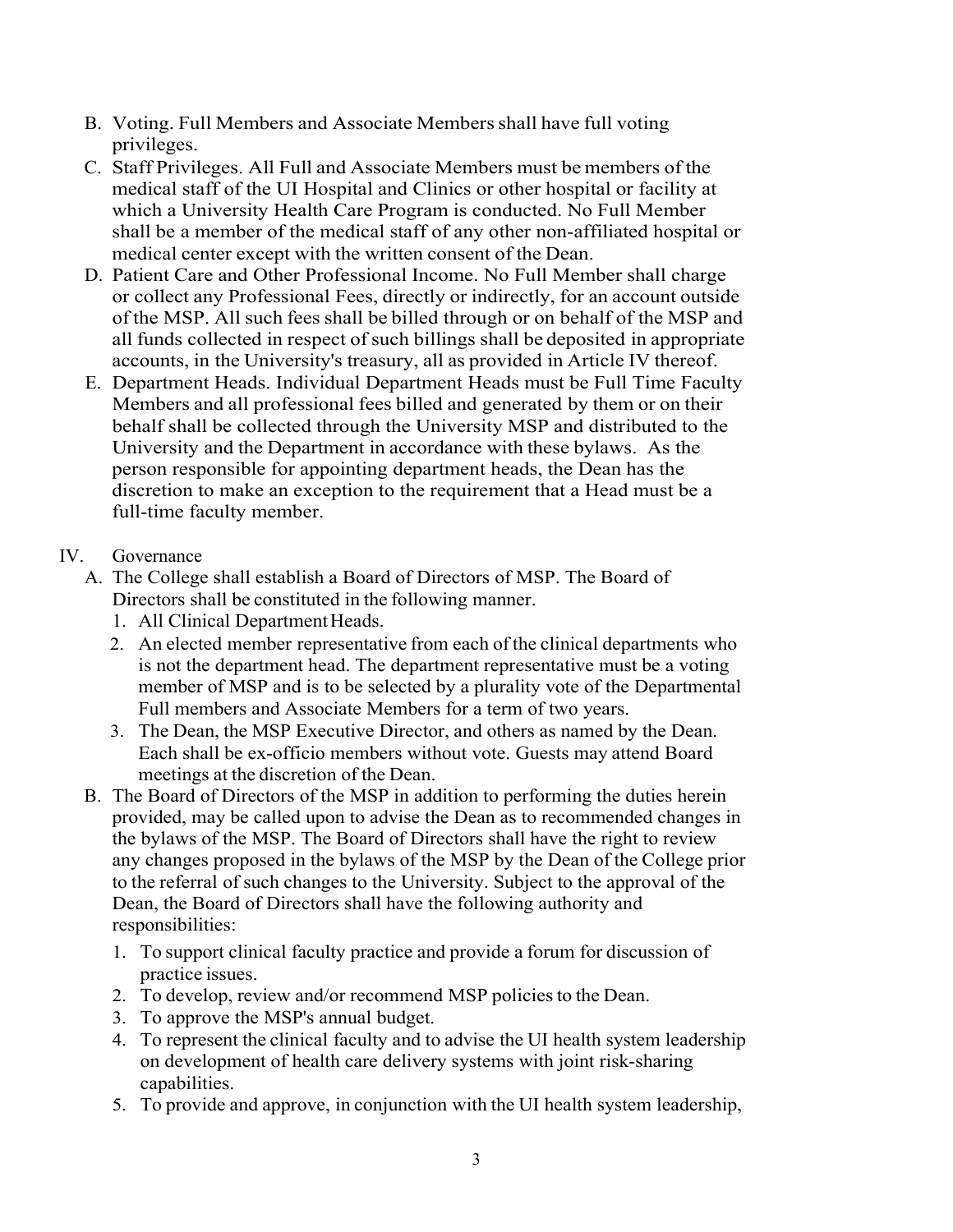B. Voting. Full Members and Associate Members shall have full voting privileges.

C. Staff Privileges. All Full and Associate Members must be members of the medical staff of the UI Hospital and Clinics or other hospital or facility at which a University Health Care Program is conducted. No Full Member shall be a member of the medical staff of any other non-affiliated hospital or medical center except with the written consent of the Dean.

D. Patient Care and Other Professional Income. No Full Member shall charge or collect any Professional Fees, directly or indirectly, for an account outside of the MSP. All such fees shall be billed through or on behalf of the MSP and all funds collected in respect of such billings shall be deposited in appropriate accounts, in the University's treasury, all as provided in Article IV thereof.

E. Department Heads. Individual Department Heads must be Full Time Faculty Members and all professional fees billed and generated by them or on their behalf shall be collected through the University MSP and distributed to the University and the Department in accordance with these bylaws. As the person responsible for appointing department heads, the Dean has the discretion to make an exception to the requirement that a Head must be a full-time faculty member.

IV. Governance

A. The College shall establish a Board of Directors of MSP. The Board of Directors shall be constituted in the following manner.

1. All Clinical Department Heads.
2. An elected member representative from each of the clinical departments who is not the department head. The department representative must be a voting member of MSP and is to be selected by a plurality vote of the Departmental Full members and Associate Members for a term of two years.
3. The Dean, the MSP Executive Director, and others as named by the Dean. Each shall be ex-officio members without vote. Guests may attend Board meetings at the discretion of the Dean.

B. The Board of Directors of the MSP in addition to performing the duties herein provided, may be called upon to advise the Dean as to recommended changes in the bylaws of the MSP. The Board of Directors shall have the right to review any changes proposed in the bylaws of the MSP by the Dean of the College prior to the referral of such changes to the University. Subject to the approval of the Dean, the Board of Directors shall have the following authority and responsibilities:

1. To support clinical faculty practice and provide a forum for discussion of practice issues.
2. To develop, review and/or recommend MSP policies to the Dean.
3. To approve the MSP's annual budget.
4. To represent the clinical faculty and to advise the UI health system leadership on development of health care delivery systems with joint risk-sharing capabilities.
5. To provide and approve, in conjunction with the UI health system leadership,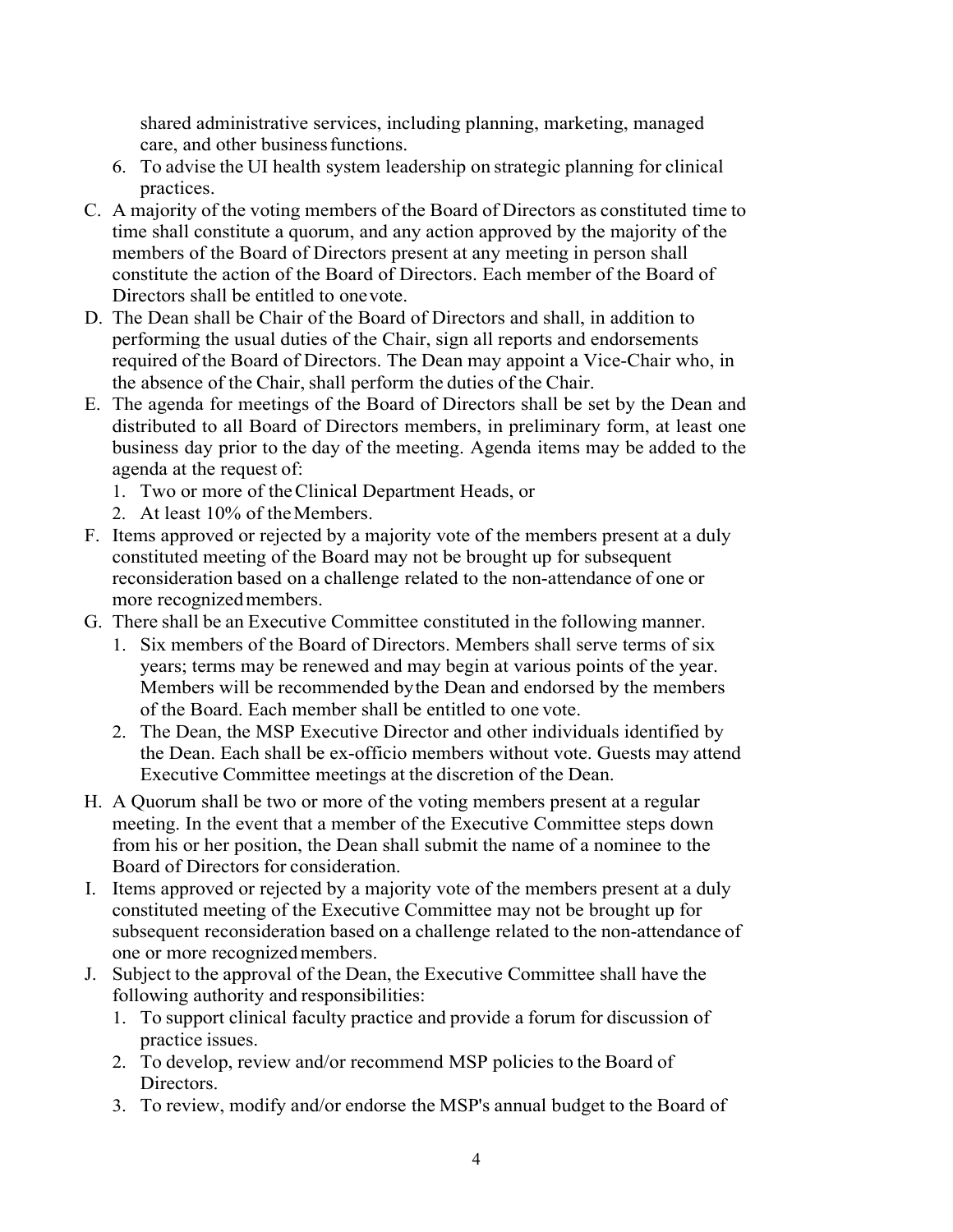shared administrative services, including planning, marketing, managed care, and other business functions.

   6. To advise the UI health system leadership on strategic planning for clinical practices.

C. A majority of the voting members of the Board of Directors as constituted time to time shall constitute a quorum, and any action approved by the majority of the members of the Board of Directors present at any meeting in person shall constitute the action of the Board of Directors. Each member of the Board of Directors shall be entitled to one vote.

D. The Dean shall be Chair of the Board of Directors and shall, in addition to performing the usual duties of the Chair, sign all reports and endorsements required of the Board of Directors. The Dean may appoint a Vice-Chair who, in the absence of the Chair, shall perform the duties of the Chair.

E. The agenda for meetings of the Board of Directors shall be set by the Dean and distributed to all Board of Directors members, in preliminary form, at least one business day prior to the day of the meeting. Agenda items may be added to the agenda at the request of:
   1. Two or more of the Clinical Department Heads, or
   2. At least 10% of the Members.

F. Items approved or rejected by a majority vote of the members present at a duly constituted meeting of the Board may not be brought up for subsequent reconsideration based on a challenge related to the non-attendance of one or more recognized members.

G. There shall be an Executive Committee constituted in the following manner.
   1. Six members of the Board of Directors. Members shall serve terms of six years; terms may be renewed and may begin at various points of the year. Members will be recommended by the Dean and endorsed by the members of the Board. Each member shall be entitled to one vote.
   2. The Dean, the MSP Executive Director and other individuals identified by the Dean. Each shall be ex-officio members without vote. Guests may attend Executive Committee meetings at the discretion of the Dean.

H. A Quorum shall be two or more of the voting members present at a regular meeting. In the event that a member of the Executive Committee steps down from his or her position, the Dean shall submit the name of a nominee to the Board of Directors for consideration.

I. Items approved or rejected by a majority vote of the members present at a duly constituted meeting of the Executive Committee may not be brought up for subsequent reconsideration based on a challenge related to the non-attendance of one or more recognized members.

J. Subject to the approval of the Dean, the Executive Committee shall have the following authority and responsibilities:
   1. To support clinical faculty practice and provide a forum for discussion of practice issues.
   2. To develop, review and/or recommend MSP policies to the Board of Directors.
   3. To review, modify and/or endorse the MSP's annual budget to the Board of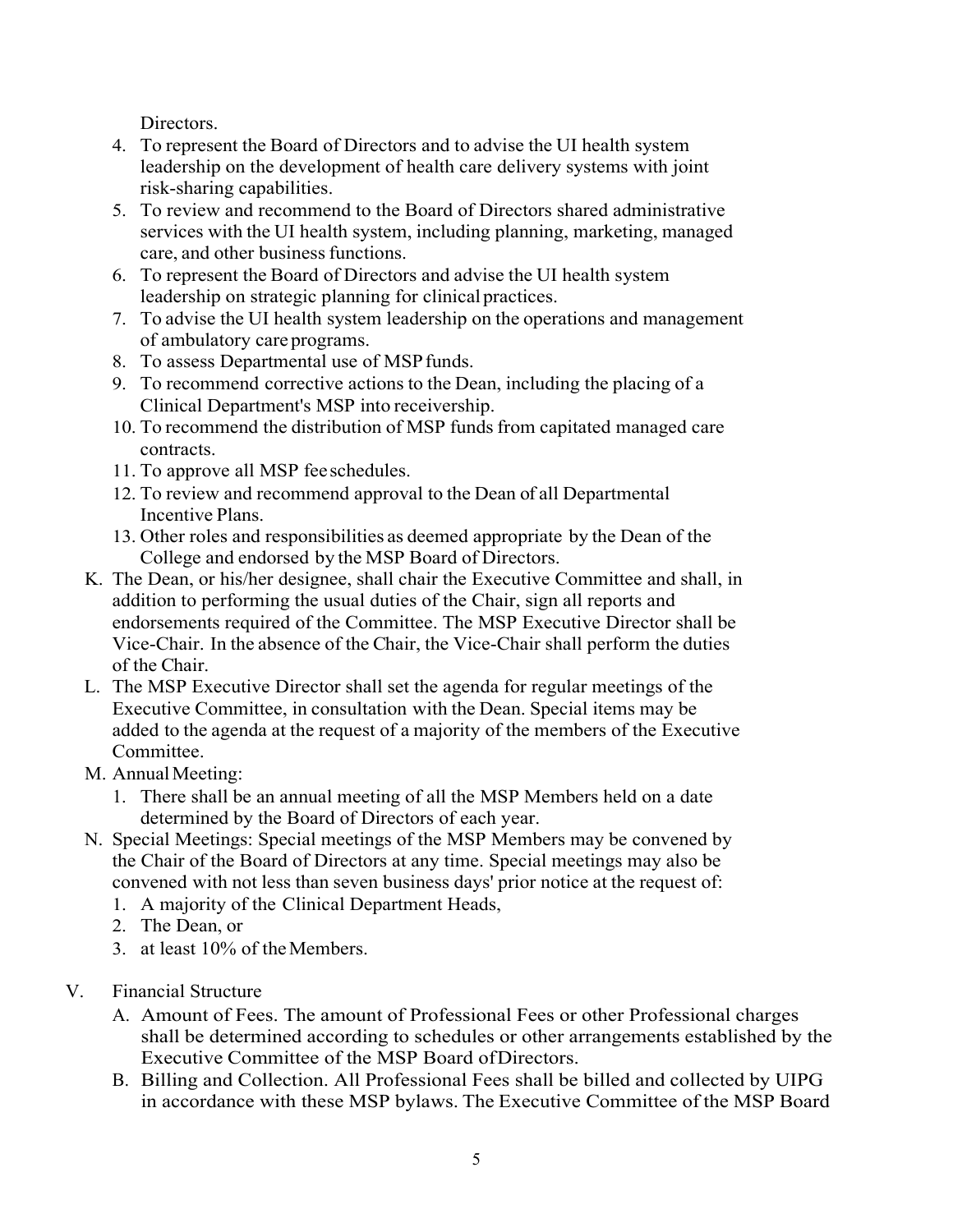Directors.

4. To represent the Board of Directors and to advise the UI health system leadership on the development of health care delivery systems with joint risk-sharing capabilities.
5. To review and recommend to the Board of Directors shared administrative services with the UI health system, including planning, marketing, managed care, and other business functions.
6. To represent the Board of Directors and advise the UI health system leadership on strategic planning for clinical practices.
7. To advise the UI health system leadership on the operations and management of ambulatory care programs.
8. To assess Departmental use of MSP funds.
9. To recommend corrective actions to the Dean, including the placing of a Clinical Department's MSP into receivership.
10. To recommend the distribution of MSP funds from capitated managed care contracts.
11. To approve all MSP fee schedules.
12. To review and recommend approval to the Dean of all Departmental Incentive Plans.
13. Other roles and responsibilities as deemed appropriate by the Dean of the College and endorsed by the MSP Board of Directors.

K. The Dean, or his/her designee, shall chair the Executive Committee and shall, in addition to performing the usual duties of the Chair, sign all reports and endorsements required of the Committee. The MSP Executive Director shall be Vice-Chair. In the absence of the Chair, the Vice-Chair shall perform the duties of the Chair.

L. The MSP Executive Director shall set the agenda for regular meetings of the Executive Committee, in consultation with the Dean. Special items may be added to the agenda at the request of a majority of the members of the Executive Committee.

M. Annual Meeting:
   1. There shall be an annual meeting of all the MSP Members held on a date determined by the Board of Directors of each year.

N. Special Meetings: Special meetings of the MSP Members may be convened by the Chair of the Board of Directors at any time. Special meetings may also be convened with not less than seven business days' prior notice at the request of:
   1. A majority of the Clinical Department Heads,
   2. The Dean, or
   3. at least 10% of the Members.

V. Financial Structure

A. Amount of Fees. The amount of Professional Fees or other Professional charges shall be determined according to schedules or other arrangements established by the Executive Committee of the MSP Board of Directors.

B. Billing and Collection. All Professional Fees shall be billed and collected by UIPG in accordance with these MSP bylaws. The Executive Committee of the MSP Board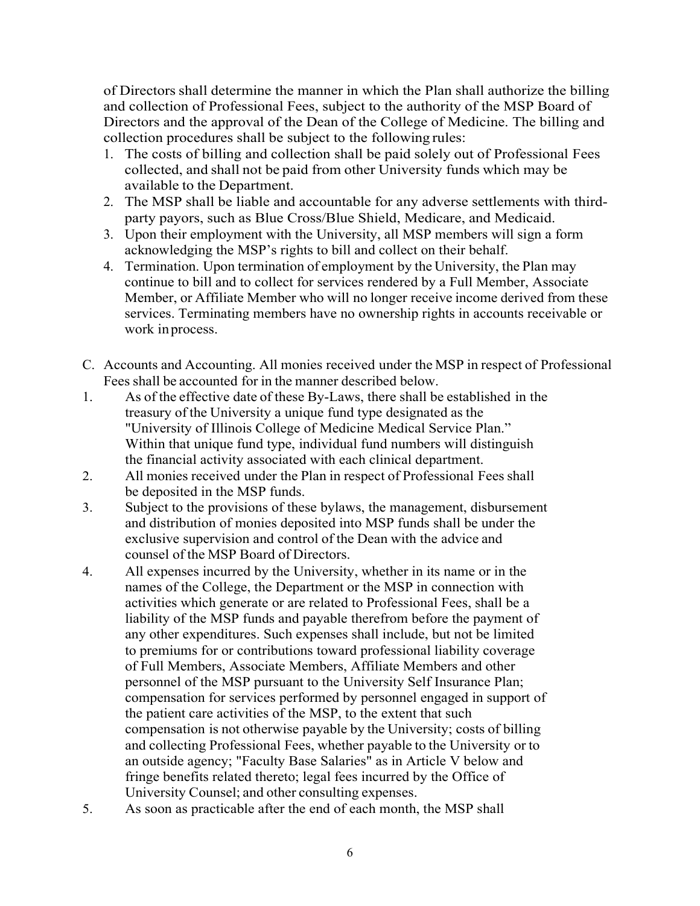of Directors shall determine the manner in which the Plan shall authorize the billing and collection of Professional Fees, subject to the authority of the MSP Board of Directors and the approval of the Dean of the College of Medicine. The billing and collection procedures shall be subject to the following rules:

1. The costs of billing and collection shall be paid solely out of Professional Fees collected, and shall not be paid from other University funds which may be available to the Department.
2. The MSP shall be liable and accountable for any adverse settlements with third-party payors, such as Blue Cross/Blue Shield, Medicare, and Medicaid.
3. Upon their employment with the University, all MSP members will sign a form acknowledging the MSP's rights to bill and collect on their behalf.
4. Termination. Upon termination of employment by the University, the Plan may continue to bill and to collect for services rendered by a Full Member, Associate Member, or Affiliate Member who will no longer receive income derived from these services. Terminating members have no ownership rights in accounts receivable or work in process.

C. Accounts and Accounting. All monies received under the MSP in respect of Professional Fees shall be accounted for in the manner described below.

1. As of the effective date of these By-Laws, there shall be established in the treasury of the University a unique fund type designated as the "University of Illinois College of Medicine Medical Service Plan." Within that unique fund type, individual fund numbers will distinguish the financial activity associated with each clinical department.
2. All monies received under the Plan in respect of Professional Fees shall be deposited in the MSP funds.
3. Subject to the provisions of these bylaws, the management, disbursement and distribution of monies deposited into MSP funds shall be under the exclusive supervision and control of the Dean with the advice and counsel of the MSP Board of Directors.
4. All expenses incurred by the University, whether in its name or in the names of the College, the Department or the MSP in connection with activities which generate or are related to Professional Fees, shall be a liability of the MSP funds and payable therefrom before the payment of any other expenditures. Such expenses shall include, but not be limited to premiums for or contributions toward professional liability coverage of Full Members, Associate Members, Affiliate Members and other personnel of the MSP pursuant to the University Self Insurance Plan; compensation for services performed by personnel engaged in support of the patient care activities of the MSP, to the extent that such compensation is not otherwise payable by the University; costs of billing and collecting Professional Fees, whether payable to the University or to an outside agency; "Faculty Base Salaries" as in Article V below and fringe benefits related thereto; legal fees incurred by the Office of University Counsel; and other consulting expenses.
5. As soon as practicable after the end of each month, the MSP shall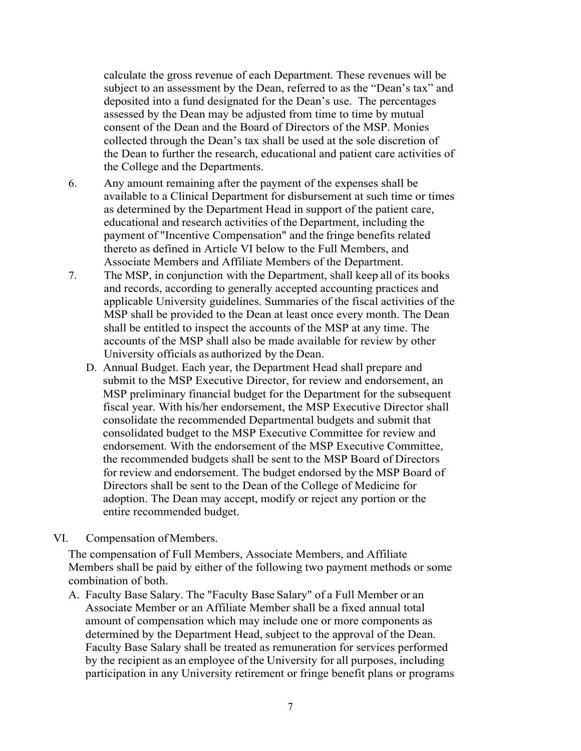calculate the gross revenue of each Department. These revenues will be subject to an assessment by the Dean, referred to as the "Dean's tax" and deposited into a fund designated for the Dean's use. The percentages assessed by the Dean may be adjusted from time to time by mutual consent of the Dean and the Board of Directors of the MSP. Monies collected through the Dean's tax shall be used at the sole discretion of the Dean to further the research, educational and patient care activities of the College and the Departments.

6. Any amount remaining after the payment of the expenses shall be available to a Clinical Department for disbursement at such time or times as determined by the Department Head in support of the patient care, educational and research activities of the Department, including the payment of "Incentive Compensation" and the fringe benefits related thereto as defined in Article VI below to the Full Members, and Associate Members and Affiliate Members of the Department.

7. The MSP, in conjunction with the Department, shall keep all of its books and records, according to generally accepted accounting practices and applicable University guidelines. Summaries of the fiscal activities of the MSP shall be provided to the Dean at least once every month. The Dean shall be entitled to inspect the accounts of the MSP at any time. The accounts of the MSP shall also be made available for review by other University officials as authorized by the Dean.

D. Annual Budget. Each year, the Department Head shall prepare and submit to the MSP Executive Director, for review and endorsement, an MSP preliminary financial budget for the Department for the subsequent fiscal year. With his/her endorsement, the MSP Executive Director shall consolidate the recommended Departmental budgets and submit that consolidated budget to the MSP Executive Committee for review and endorsement. With the endorsement of the MSP Executive Committee, the recommended budgets shall be sent to the MSP Board of Directors for review and endorsement. The budget endorsed by the MSP Board of Directors shall be sent to the Dean of the College of Medicine for adoption. The Dean may accept, modify or reject any portion or the entire recommended budget.

## VI. Compensation of Members.

The compensation of Full Members, Associate Members, and Affiliate Members shall be paid by either of the following two payment methods or some combination of both.

A. Faculty Base Salary. The "Faculty Base Salary" of a Full Member or an Associate Member or an Affiliate Member shall be a fixed annual total amount of compensation which may include one or more components as determined by the Department Head, subject to the approval of the Dean. Faculty Base Salary shall be treated as remuneration for services performed by the recipient as an employee of the University for all purposes, including participation in any University retirement or fringe benefit plans or programs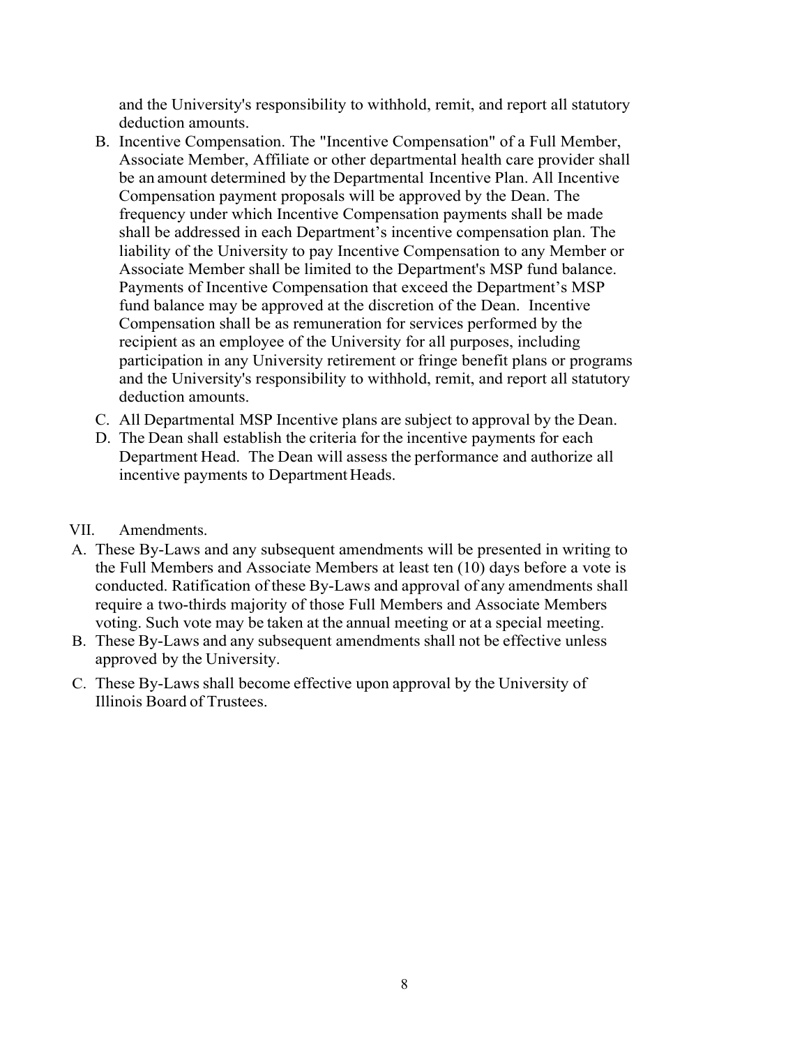and the University's responsibility to withhold, remit, and report all statutory deduction amounts.

B. Incentive Compensation. The "Incentive Compensation" of a Full Member, Associate Member, Affiliate or other departmental health care provider shall be an amount determined by the Departmental Incentive Plan. All Incentive Compensation payment proposals will be approved by the Dean. The frequency under which Incentive Compensation payments shall be made shall be addressed in each Department's incentive compensation plan. The liability of the University to pay Incentive Compensation to any Member or Associate Member shall be limited to the Department's MSP fund balance. Payments of Incentive Compensation that exceed the Department's MSP fund balance may be approved at the discretion of the Dean. Incentive Compensation shall be as remuneration for services performed by the recipient as an employee of the University for all purposes, including participation in any University retirement or fringe benefit plans or programs and the University's responsibility to withhold, remit, and report all statutory deduction amounts.

C. All Departmental MSP Incentive plans are subject to approval by the Dean.

D. The Dean shall establish the criteria for the incentive payments for each Department Head. The Dean will assess the performance and authorize all incentive payments to Department Heads.

VII. Amendments.

A. These By-Laws and any subsequent amendments will be presented in writing to the Full Members and Associate Members at least ten (10) days before a vote is conducted. Ratification of these By-Laws and approval of any amendments shall require a two-thirds majority of those Full Members and Associate Members voting. Such vote may be taken at the annual meeting or at a special meeting.

B. These By-Laws and any subsequent amendments shall not be effective unless approved by the University.

C. These By-Laws shall become effective upon approval by the University of Illinois Board of Trustees.